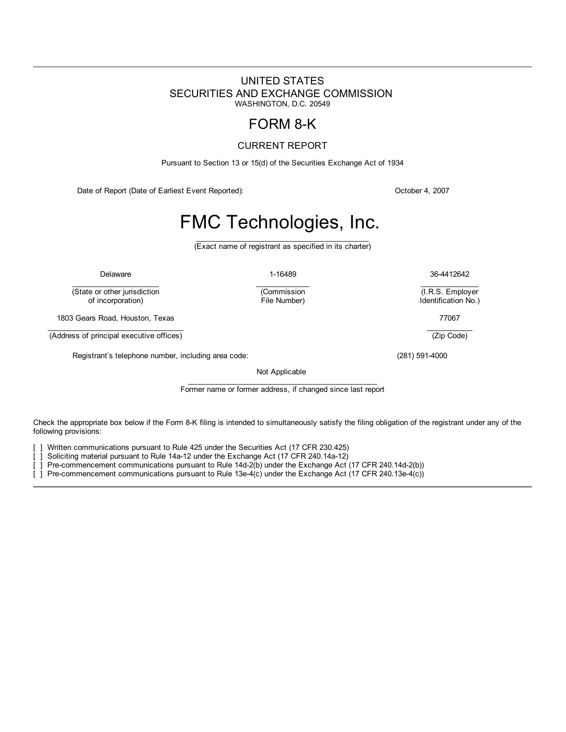UNITED STATES
SECURITIES AND EXCHANGE COMMISSION
WASHINGTON, D.C. 20549

# FORM 8-K

CURRENT REPORT

Pursuant to Section 13 or 15(d) of the Securities Exchange Act of 1934

Date of Report (Date of Earliest Event Reported): October 4, 2007

# FMC Technologies, Inc.

(Exact name of registrant as specified in its charter)

| Delaware | 1-16489 | 36-4412642 |
|---|---|---|
| (State or other jurisdiction of incorporation) | (Commission File Number) | (I.R.S. Employer Identification No.) |

| 1803 Gears Road, Houston, Texas | 77067 |
|---|---|
| (Address of principal executive offices) | (Zip Code) |

Registrant's telephone number, including area code: (281) 591-4000

Not Applicable

Former name or former address, if changed since last report

Check the appropriate box below if the Form 8-K filing is intended to simultaneously satisfy the filing obligation of the registrant under any of the following provisions:

[ ] Written communications pursuant to Rule 425 under the Securities Act (17 CFR 230.425)
[ ] Soliciting material pursuant to Rule 14a-12 under the Exchange Act (17 CFR 240.14a-12)
[ ] Pre-commencement communications pursuant to Rule 14d-2(b) under the Exchange Act (17 CFR 240.14d-2(b))
[ ] Pre-commencement communications pursuant to Rule 13e-4(c) under the Exchange Act (17 CFR 240.13e-4(c))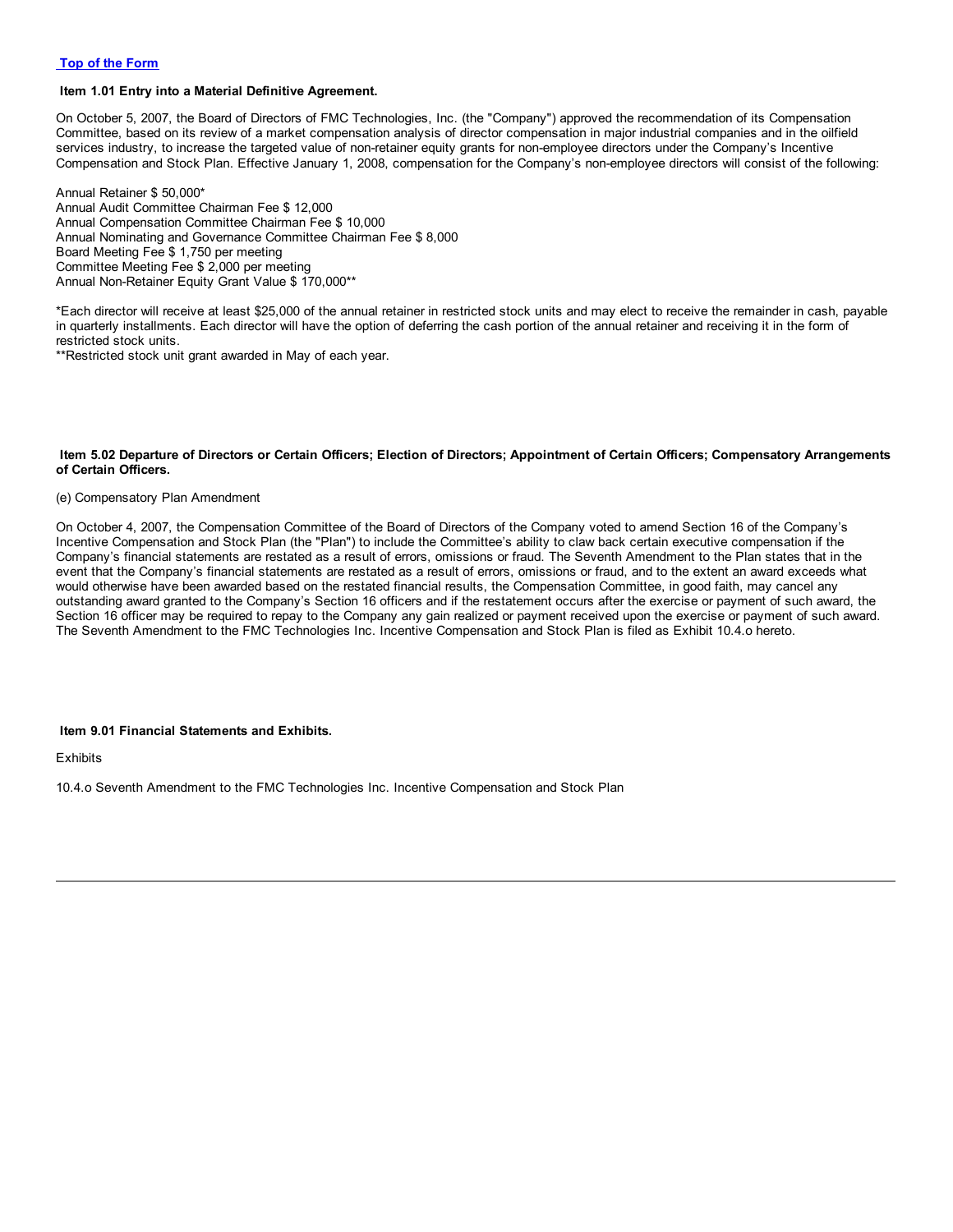[Top of the Form](#)

### Item 1.01 Entry into a Material Definitive Agreement.

On October 5, 2007, the Board of Directors of FMC Technologies, Inc. (the "Company") approved the recommendation of its Compensation Committee, based on its review of a market compensation analysis of director compensation in major industrial companies and in the oilfield services industry, to increase the targeted value of non-retainer equity grants for non-employee directors under the Company's Incentive Compensation and Stock Plan. Effective January 1, 2008, compensation for the Company's non-employee directors will consist of the following:

Annual Retainer $ 50,000*
Annual Audit Committee Chairman Fee $ 12,000
Annual Compensation Committee Chairman Fee $ 10,000
Annual Nominating and Governance Committee Chairman Fee $ 8,000
Board Meeting Fee $ 1,750 per meeting
Committee Meeting Fee $ 2,000 per meeting
Annual Non-Retainer Equity Grant Value $ 170,000**

*Each director will receive at least $25,000 of the annual retainer in restricted stock units and may elect to receive the remainder in cash, payable in quarterly installments. Each director will have the option of deferring the cash portion of the annual retainer and receiving it in the form of restricted stock units.
**Restricted stock unit grant awarded in May of each year.

### Item 5.02 Departure of Directors or Certain Officers; Election of Directors; Appointment of Certain Officers; Compensatory Arrangements of Certain Officers.

(e) Compensatory Plan Amendment

On October 4, 2007, the Compensation Committee of the Board of Directors of the Company voted to amend Section 16 of the Company's Incentive Compensation and Stock Plan (the "Plan") to include the Committee's ability to claw back certain executive compensation if the Company's financial statements are restated as a result of errors, omissions or fraud. The Seventh Amendment to the Plan states that in the event that the Company's financial statements are restated as a result of errors, omissions or fraud, and to the extent an award exceeds what would otherwise have been awarded based on the restated financial results, the Compensation Committee, in good faith, may cancel any outstanding award granted to the Company's Section 16 officers and if the restatement occurs after the exercise or payment of such award, the Section 16 officer may be required to repay to the Company any gain realized or payment received upon the exercise or payment of such award. The Seventh Amendment to the FMC Technologies Inc. Incentive Compensation and Stock Plan is filed as Exhibit 10.4.o hereto.

### Item 9.01 Financial Statements and Exhibits.

Exhibits

10.4.o Seventh Amendment to the FMC Technologies Inc. Incentive Compensation and Stock Plan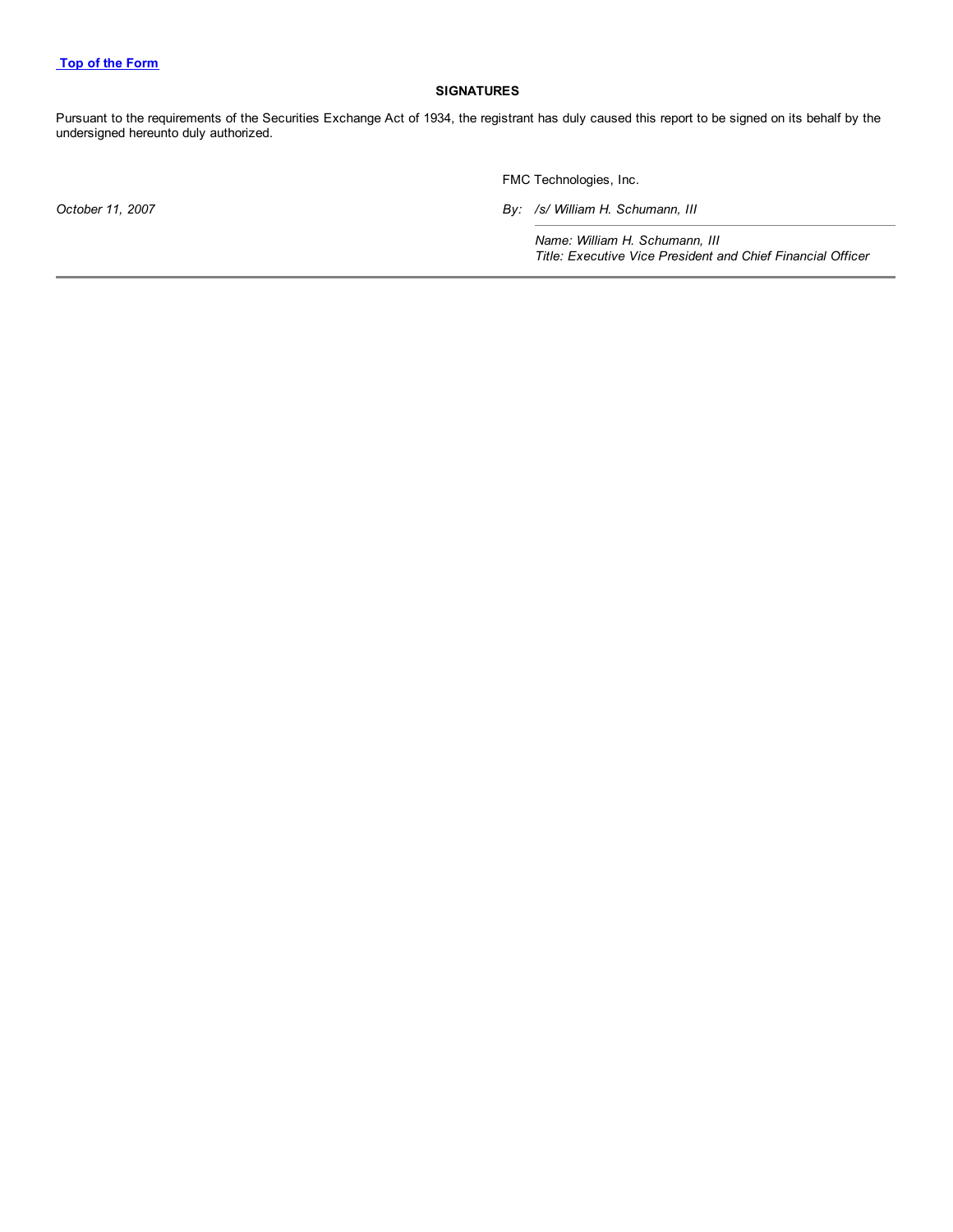[Top of the Form]

**SIGNATURES**

Pursuant to the requirements of the Securities Exchange Act of 1934, the registrant has duly caused this report to be signed on its behalf by the undersigned hereunto duly authorized.

| | FMC Technologies, Inc. |
|---|---|
| *October 11, 2007* | *By: /s/ William H. Schumann, III* |
| | *Name: William H. Schumann, III*<br>*Title: Executive Vice President and Chief Financial Officer* |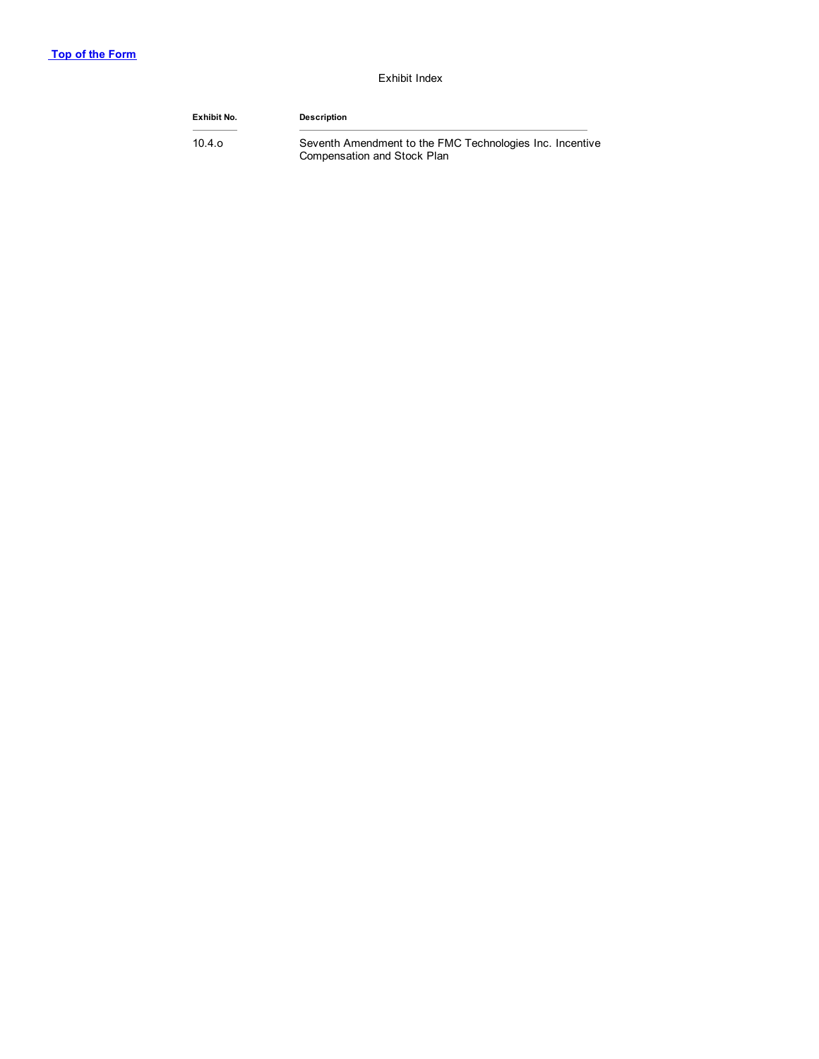**Top of the Form**

Exhibit Index

| Exhibit No. | Description |
| --- | --- |
| 10.4.o | Seventh Amendment to the FMC Technologies Inc. Incentive Compensation and Stock Plan |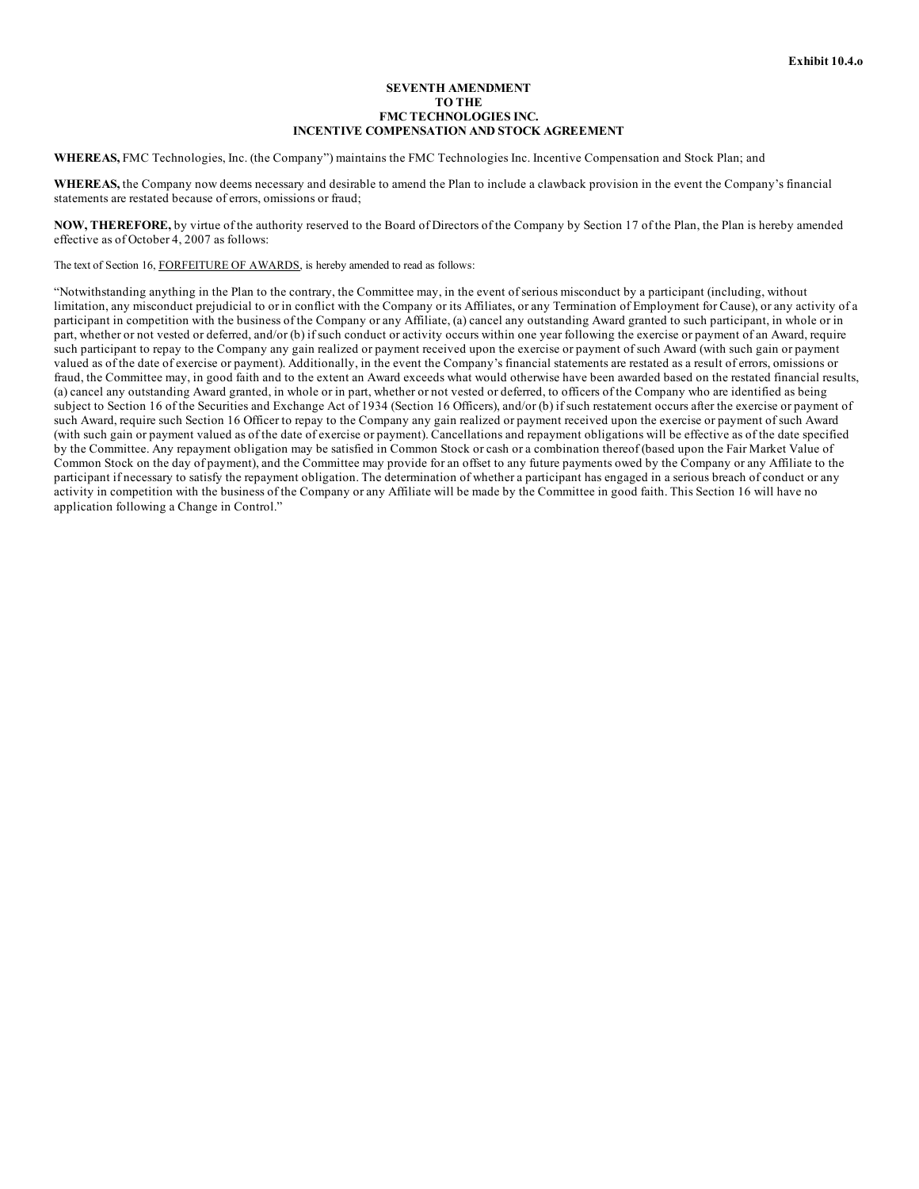**Exhibit 10.4.o**

**SEVENTH AMENDMENT**
**TO THE**
**FMC TECHNOLOGIES INC.**
**INCENTIVE COMPENSATION AND STOCK AGREEMENT**

**WHEREAS,** FMC Technologies, Inc. (the Company") maintains the FMC Technologies Inc. Incentive Compensation and Stock Plan; and

**WHEREAS,** the Company now deems necessary and desirable to amend the Plan to include a clawback provision in the event the Company's financial statements are restated because of errors, omissions or fraud;

**NOW, THEREFORE,** by virtue of the authority reserved to the Board of Directors of the Company by Section 17 of the Plan, the Plan is hereby amended effective as of October 4, 2007 as follows:

The text of Section 16, <u>FORFEITURE OF AWARDS</u>, is hereby amended to read as follows:

"Notwithstanding anything in the Plan to the contrary, the Committee may, in the event of serious misconduct by a participant (including, without limitation, any misconduct prejudicial to or in conflict with the Company or its Affiliates, or any Termination of Employment for Cause), or any activity of a participant in competition with the business of the Company or any Affiliate, (a) cancel any outstanding Award granted to such participant, in whole or in part, whether or not vested or deferred, and/or (b) if such conduct or activity occurs within one year following the exercise or payment of an Award, require such participant to repay to the Company any gain realized or payment received upon the exercise or payment of such Award (with such gain or payment valued as of the date of exercise or payment). Additionally, in the event the Company's financial statements are restated as a result of errors, omissions or fraud, the Committee may, in good faith and to the extent an Award exceeds what would otherwise have been awarded based on the restated financial results, (a) cancel any outstanding Award granted, in whole or in part, whether or not vested or deferred, to officers of the Company who are identified as being subject to Section 16 of the Securities and Exchange Act of 1934 (Section 16 Officers), and/or (b) if such restatement occurs after the exercise or payment of such Award, require such Section 16 Officer to repay to the Company any gain realized or payment received upon the exercise or payment of such Award (with such gain or payment valued as of the date of exercise or payment). Cancellations and repayment obligations will be effective as of the date specified by the Committee. Any repayment obligation may be satisfied in Common Stock or cash or a combination thereof (based upon the Fair Market Value of Common Stock on the day of payment), and the Committee may provide for an offset to any future payments owed by the Company or any Affiliate to the participant if necessary to satisfy the repayment obligation. The determination of whether a participant has engaged in a serious breach of conduct or any activity in competition with the business of the Company or any Affiliate will be made by the Committee in good faith. This Section 16 will have no application following a Change in Control."